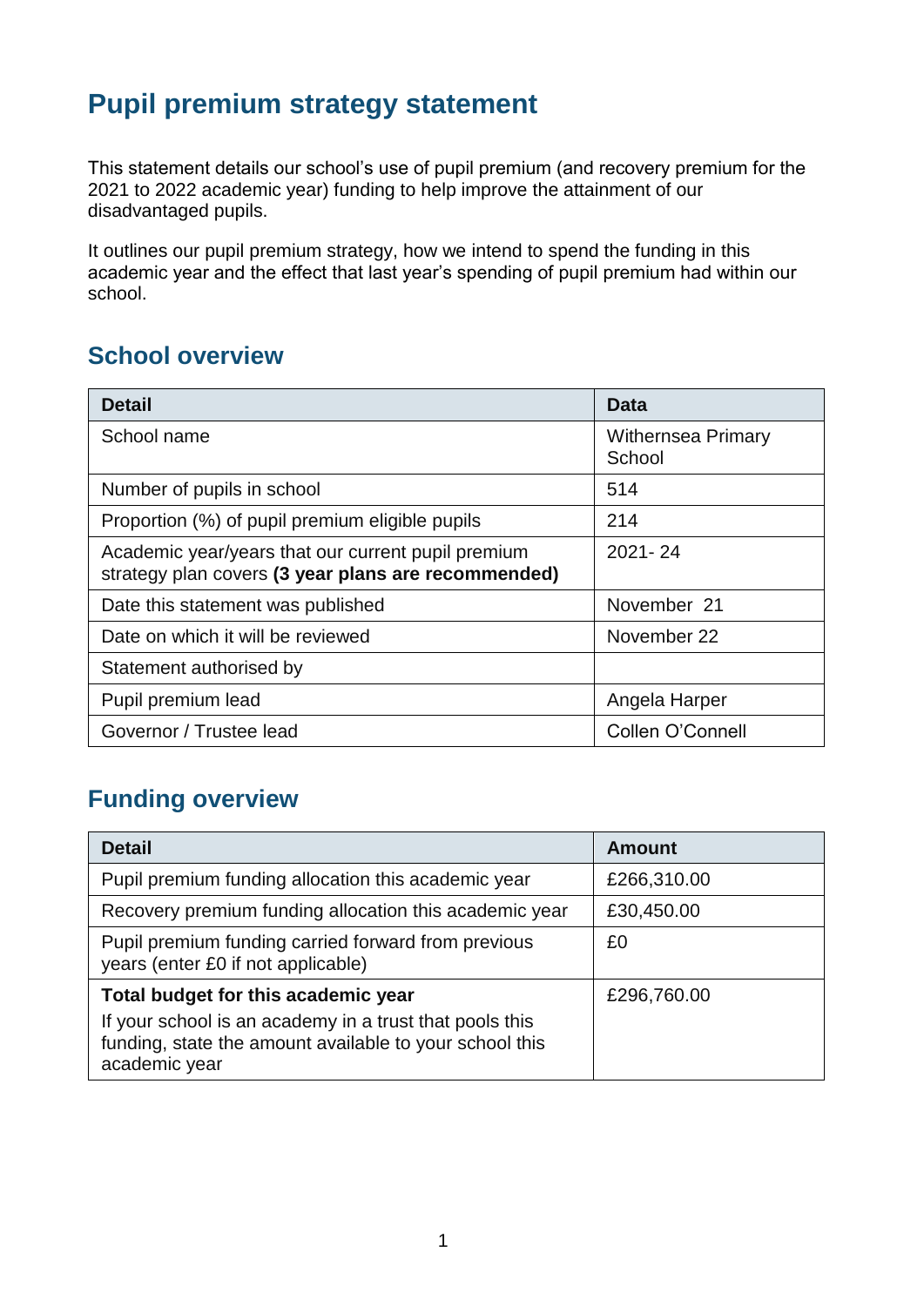# Pupil premium strategy statement

This statement details our school's use of pupil premium (and recovery premium for the 2021 to 2022 academic year) funding to help improve the attainment of our disadvantaged pupils.

It outlines our pupil premium strategy, how we intend to spend the funding in this academic year and the effect that last year's spending of pupil premium had within our school.

## School overview

| Detail | Data |
| --- | --- |
| School name | Withernsea Primary School |
| Number of pupils in school | 514 |
| Proportion (%) of pupil premium eligible pupils | 214 |
| Academic year/years that our current pupil premium strategy plan covers **(3 year plans are recommended)** | 2021- 24 |
| Date this statement was published | November 21 |
| Date on which it will be reviewed | November 22 |
| Statement authorised by | |
| Pupil premium lead | Angela Harper |
| Governor / Trustee lead | Collen O'Connell |

## Funding overview

| Detail | Amount |
| --- | --- |
| Pupil premium funding allocation this academic year | £266,310.00 |
| Recovery premium funding allocation this academic year | £30,450.00 |
| Pupil premium funding carried forward from previous years (enter £0 if not applicable) | £0 |
| **Total budget for this academic year**<br>If your school is an academy in a trust that pools this funding, state the amount available to your school this academic year | £296,760.00 |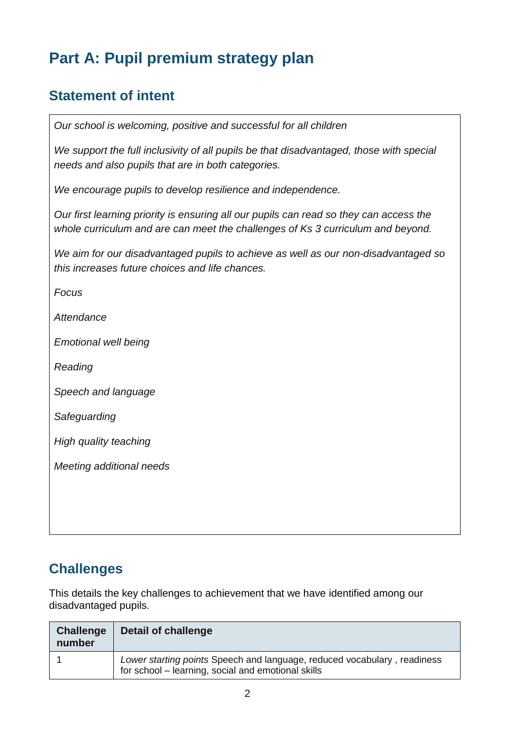# Part A: Pupil premium strategy plan

## Statement of intent

*Our school is welcoming, positive and successful for all children*

*We support the full inclusivity of all pupils be that disadvantaged, those with special needs and also pupils that are in both categories.*

*We encourage pupils to develop resilience and independence.*

*Our first learning priority is ensuring all our pupils can read so they can access the whole curriculum and are can meet the challenges of Ks 3 curriculum and beyond.*

*We aim for our disadvantaged pupils to achieve as well as our non-disadvantaged so this increases future choices and life chances.*

*Focus*

*Attendance*

*Emotional well being*

*Reading*

*Speech and language*

*Safeguarding*

*High quality teaching*

*Meeting additional needs*

## Challenges

This details the key challenges to achievement that we have identified among our disadvantaged pupils.

| Challenge number | Detail of challenge |
|---|---|
| 1 | *Lower starting points* Speech and language, reduced vocabulary , readiness for school – learning, social and emotional skills |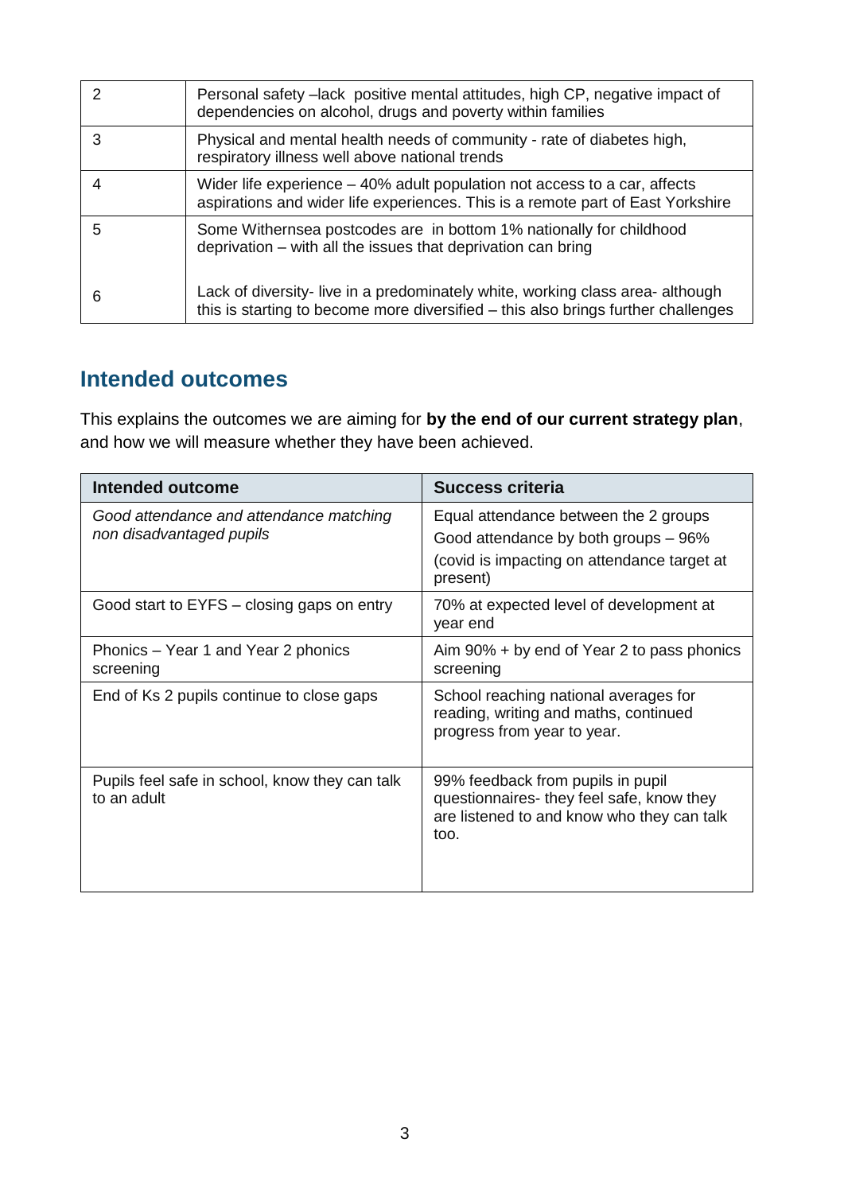| | |
|---|---|
| 2 | Personal safety –lack positive mental attitudes, high CP, negative impact of dependencies on alcohol, drugs and poverty within families |
| 3 | Physical and mental health needs of community - rate of diabetes high, respiratory illness well above national trends |
| 4 | Wider life experience – 40% adult population not access to a car, affects aspirations and wider life experiences. This is a remote part of East Yorkshire |
| 5 | Some Withernsea postcodes are in bottom 1% nationally for childhood deprivation – with all the issues that deprivation can bring |
| 6 | Lack of diversity- live in a predominately white, working class area- although this is starting to become more diversified – this also brings further challenges |

## Intended outcomes

This explains the outcomes we are aiming for **by the end of our current strategy plan**, and how we will measure whether they have been achieved.

| Intended outcome | Success criteria |
|---|---|
| *Good attendance and attendance matching non disadvantaged pupils* | Equal attendance between the 2 groups<br>Good attendance by both groups – 96%<br>(covid is impacting on attendance target at present) |
| Good start to EYFS – closing gaps on entry | 70% at expected level of development at year end |
| Phonics – Year 1 and Year 2 phonics screening | Aim 90% + by end of Year 2 to pass phonics screening |
| End of Ks 2 pupils continue to close gaps | School reaching national averages for reading, writing and maths, continued progress from year to year. |
| Pupils feel safe in school, know they can talk to an adult | 99% feedback from pupils in pupil questionnaires- they feel safe, know they are listened to and know who they can talk too. |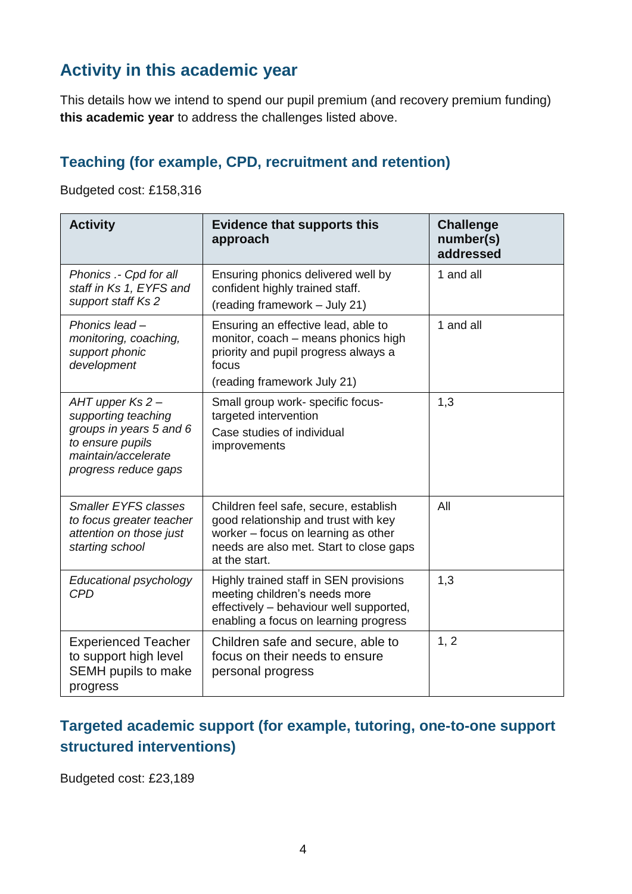## Activity in this academic year

This details how we intend to spend our pupil premium (and recovery premium funding) **this academic year** to address the challenges listed above.

### Teaching (for example, CPD, recruitment and retention)

Budgeted cost: £158,316

| Activity | Evidence that supports this approach | Challenge number(s) addressed |
|---|---|---|
| *Phonics .- Cpd for all staff in Ks 1, EYFS and support staff Ks 2* | Ensuring phonics delivered well by confident highly trained staff.<br>(reading framework – July 21) | 1 and all |
| *Phonics lead – monitoring, coaching, support phonic development* | Ensuring an effective lead, able to monitor, coach – means phonics high priority and pupil progress always a focus<br>(reading framework July 21) | 1 and all |
| *AHT upper Ks 2 – supporting teaching groups in years 5 and 6 to ensure pupils maintain/accelerate progress reduce gaps* | Small group work- specific focus- targeted intervention<br>Case studies of individual improvements | 1,3 |
| *Smaller EYFS classes to focus greater teacher attention on those just starting school* | Children feel safe, secure, establish good relationship and trust with key worker – focus on learning as other needs are also met. Start to close gaps at the start. | All |
| *Educational psychology CPD* | Highly trained staff in SEN provisions meeting children's needs more effectively – behaviour well supported, enabling a focus on learning progress | 1,3 |
| Experienced Teacher to support high level SEMH pupils to make progress | Children safe and secure, able to focus on their needs to ensure personal progress | 1, 2 |

### Targeted academic support (for example, tutoring, one-to-one support structured interventions)

Budgeted cost: £23,189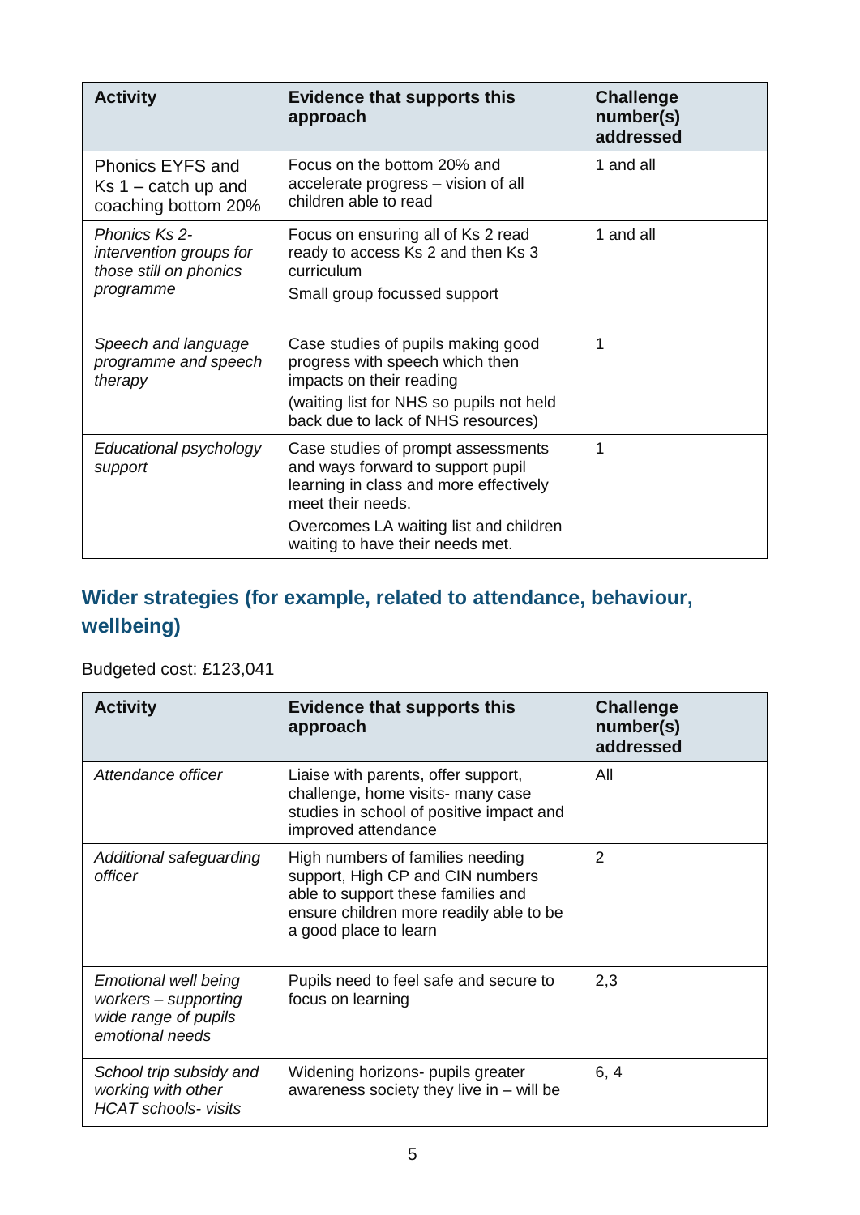| Activity | Evidence that supports this approach | Challenge number(s) addressed |
|---|---|---|
| Phonics EYFS and Ks 1 – catch up and coaching bottom 20% | Focus on the bottom 20% and accelerate progress – vision of all children able to read | 1 and all |
| *Phonics Ks 2- intervention groups for those still on phonics programme* | Focus on ensuring all of Ks 2 read ready to access Ks 2 and then Ks 3 curriculum<br>Small group focussed support | 1 and all |
| *Speech and language programme and speech therapy* | Case studies of pupils making good progress with speech which then impacts on their reading<br>(waiting list for NHS so pupils not held back due to lack of NHS resources) | 1 |
| *Educational psychology support* | Case studies of prompt assessments and ways forward to support pupil learning in class and more effectively meet their needs.<br>Overcomes LA waiting list and children waiting to have their needs met. | 1 |

## Wider strategies (for example, related to attendance, behaviour, wellbeing)

Budgeted cost: £123,041

| Activity | Evidence that supports this approach | Challenge number(s) addressed |
|---|---|---|
| *Attendance officer* | Liaise with parents, offer support, challenge, home visits- many case studies in school of positive impact and improved attendance | All |
| *Additional safeguarding officer* | High numbers of families needing support, High CP and CIN numbers able to support these families and ensure children more readily able to be a good place to learn | 2 |
| *Emotional well being workers – supporting wide range of pupils emotional needs* | Pupils need to feel safe and secure to focus on learning | 2,3 |
| *School trip subsidy and working with other HCAT schools- visits* | Widening horizons- pupils greater awareness society they live in – will be | 6, 4 |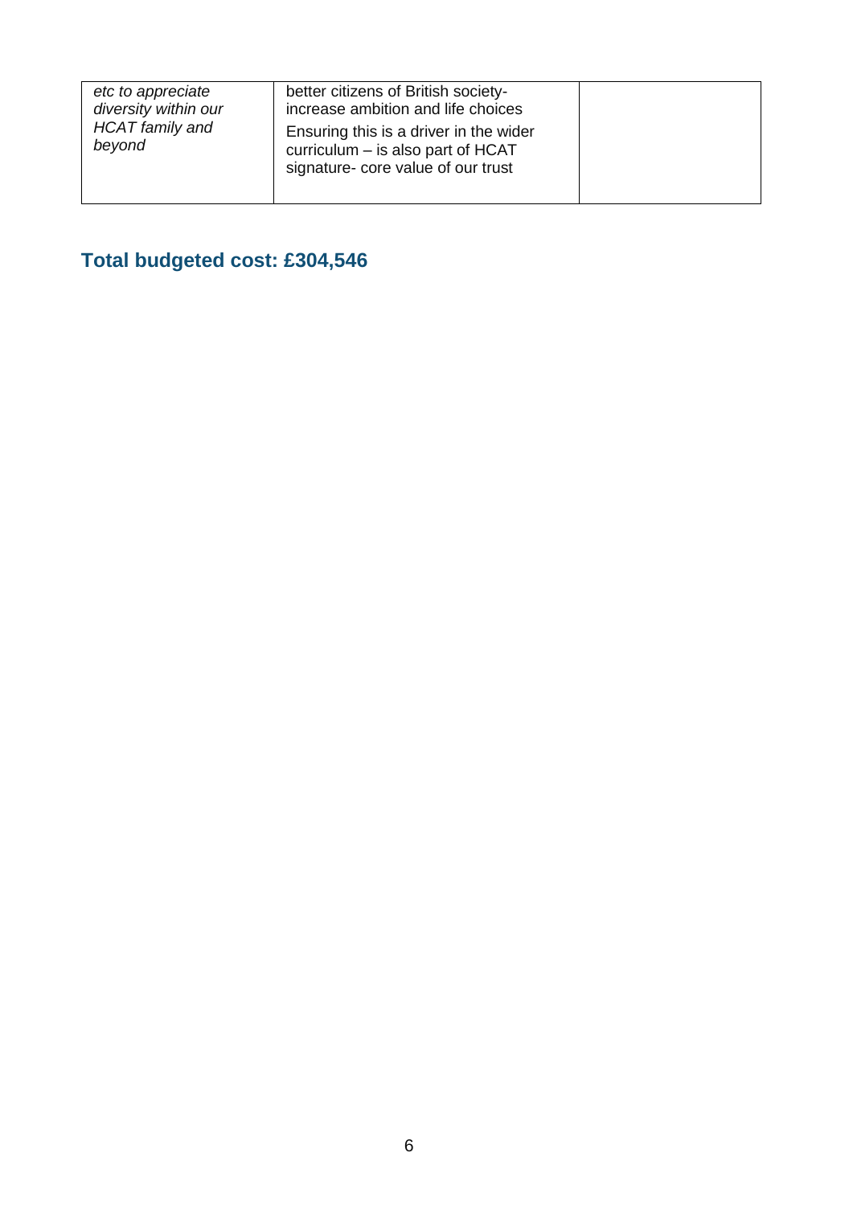| | | |
|---|---|---|
| *etc to appreciate diversity within our HCAT family and beyond* | better citizens of British society- increase ambition and life choices<br>Ensuring this is a driver in the wider curriculum – is also part of HCAT signature- core value of our trust | |

## Total budgeted cost: £304,546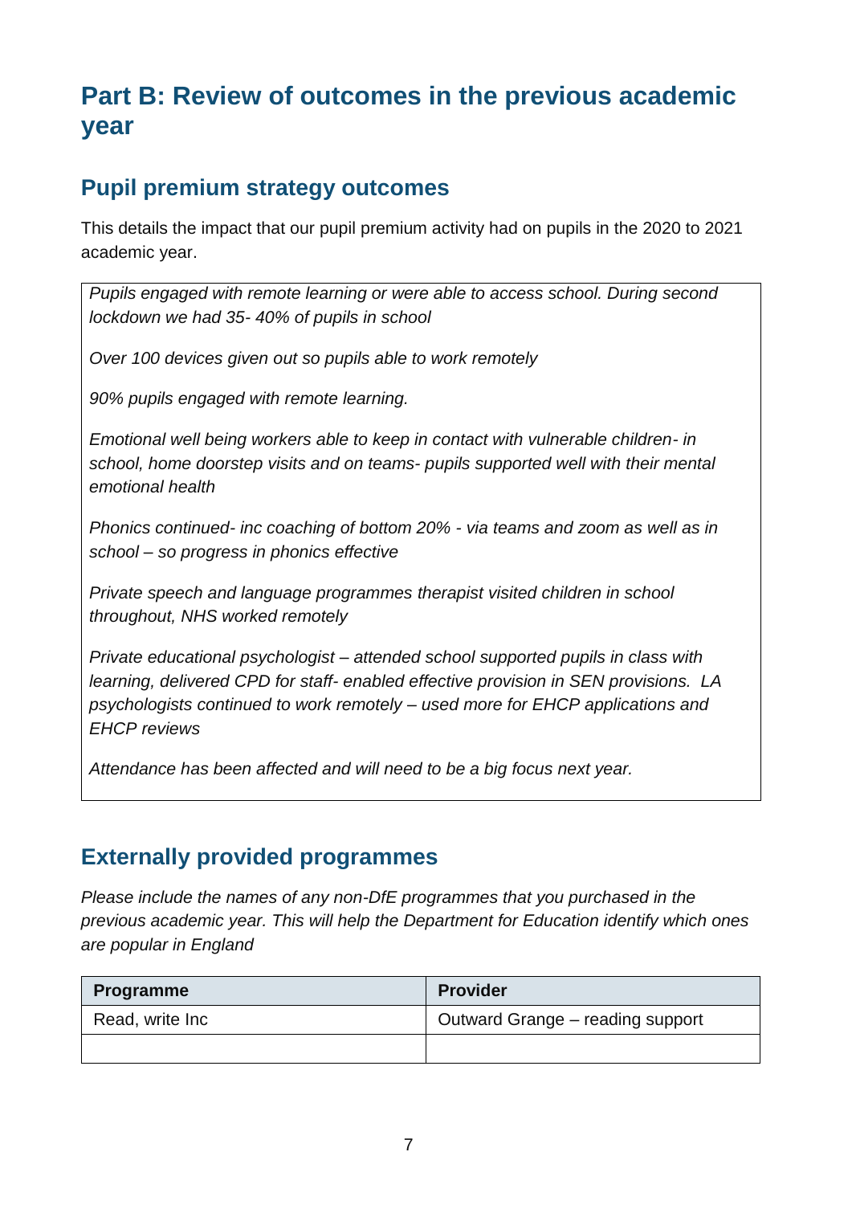# Part B: Review of outcomes in the previous academic year

## Pupil premium strategy outcomes

This details the impact that our pupil premium activity had on pupils in the 2020 to 2021 academic year.

*Pupils engaged with remote learning or were able to access school. During second lockdown we had 35- 40% of pupils in school*

*Over 100 devices given out so pupils able to work remotely*

*90% pupils engaged with remote learning.*

*Emotional well being workers able to keep in contact with vulnerable children- in school, home doorstep visits and on teams- pupils supported well with their mental emotional health*

*Phonics continued- inc coaching of bottom 20% - via teams and zoom as well as in school – so progress in phonics effective*

*Private speech and language programmes therapist visited children in school throughout, NHS worked remotely*

*Private educational psychologist – attended school supported pupils in class with learning, delivered CPD for staff- enabled effective provision in SEN provisions. LA psychologists continued to work remotely – used more for EHCP applications and EHCP reviews*

*Attendance has been affected and will need to be a big focus next year.*

## Externally provided programmes

*Please include the names of any non-DfE programmes that you purchased in the previous academic year. This will help the Department for Education identify which ones are popular in England*

| Programme | Provider |
| --- | --- |
| Read, write Inc | Outward Grange – reading support |
| | |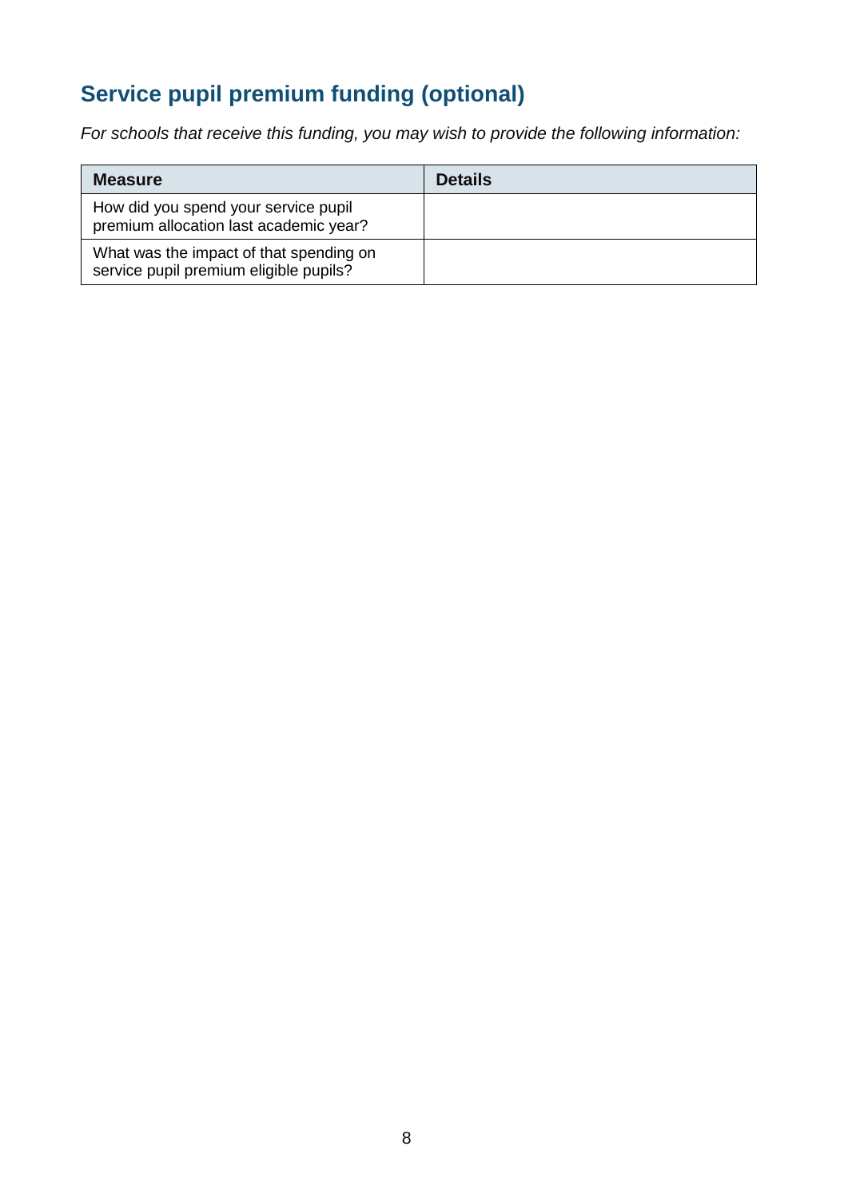## Service pupil premium funding (optional)

*For schools that receive this funding, you may wish to provide the following information:*

| Measure | Details |
| --- | --- |
| How did you spend your service pupil premium allocation last academic year? | |
| What was the impact of that spending on service pupil premium eligible pupils? | |